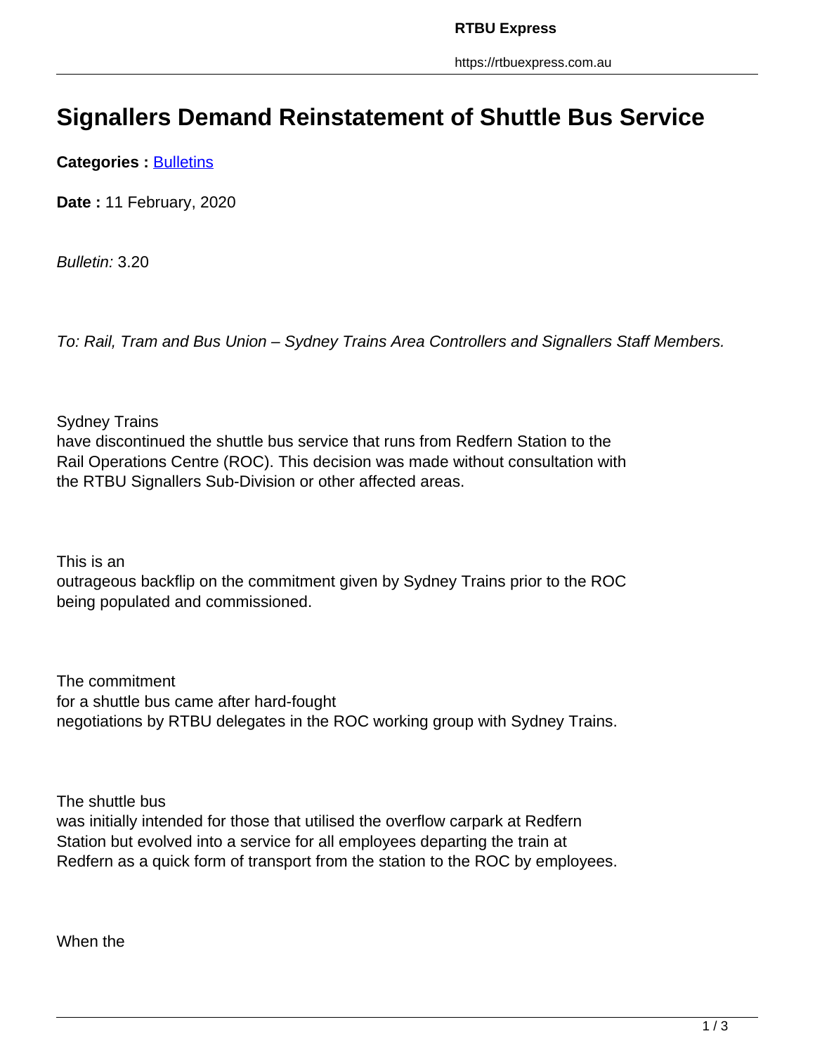# Signallers Demand Reinstatement of Shuttle Bus Service

**Categories :** Bulletins

**Date :** 11 February, 2020

*Bulletin:* 3.20

*To: Rail, Tram and Bus Union – Sydney Trains Area Controllers and Signallers Staff Members.*

Sydney Trains have discontinued the shuttle bus service that runs from Redfern Station to the Rail Operations Centre (ROC). This decision was made without consultation with the RTBU Signallers Sub-Division or other affected areas.

This is an outrageous backflip on the commitment given by Sydney Trains prior to the ROC being populated and commissioned.

The commitment for a shuttle bus came after hard-fought negotiations by RTBU delegates in the ROC working group with Sydney Trains.

The shuttle bus was initially intended for those that utilised the overflow carpark at Redfern Station but evolved into a service for all employees departing the train at Redfern as a quick form of transport from the station to the ROC by employees.

When the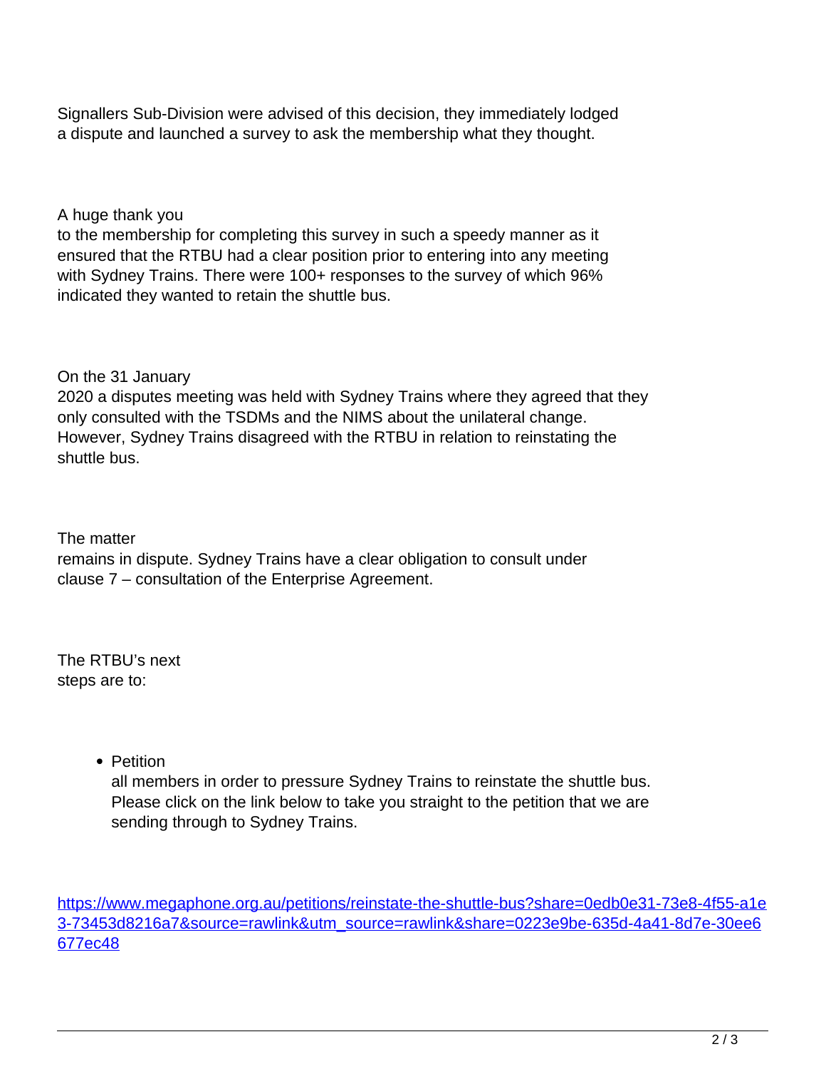Signallers Sub-Division were advised of this decision, they immediately lodged a dispute and launched a survey to ask the membership what they thought.

A huge thank you to the membership for completing this survey in such a speedy manner as it ensured that the RTBU had a clear position prior to entering into any meeting with Sydney Trains. There were 100+ responses to the survey of which 96% indicated they wanted to retain the shuttle bus.

On the 31 January 2020 a disputes meeting was held with Sydney Trains where they agreed that they only consulted with the TSDMs and the NIMS about the unilateral change. However, Sydney Trains disagreed with the RTBU in relation to reinstating the shuttle bus.

The matter remains in dispute. Sydney Trains have a clear obligation to consult under clause 7 – consultation of the Enterprise Agreement.

The RTBU's next steps are to:

- Petition all members in order to pressure Sydney Trains to reinstate the shuttle bus. Please click on the link below to take you straight to the petition that we are sending through to Sydney Trains.

https://www.megaphone.org.au/petitions/reinstate-the-shuttle-bus?share=0edb0e31-73e8-4f55-a1e3-73453d8216a7&source=rawlink&utm_source=rawlink&share=0223e9be-635d-4a41-8d7e-30ee6677ec48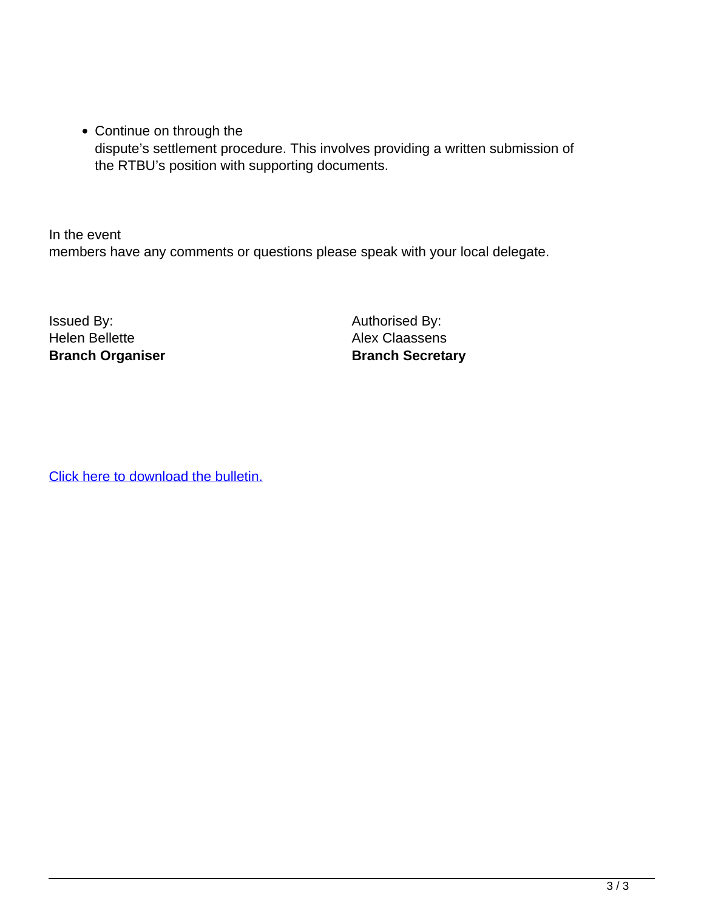- Continue on through the dispute's settlement procedure. This involves providing a written submission of the RTBU's position with supporting documents.

In the event members have any comments or questions please speak with your local delegate.

Issued By:
Helen Bellette
**Branch Organiser**

Authorised By:
Alex Claassens
**Branch Secretary**

Click here to download the bulletin.